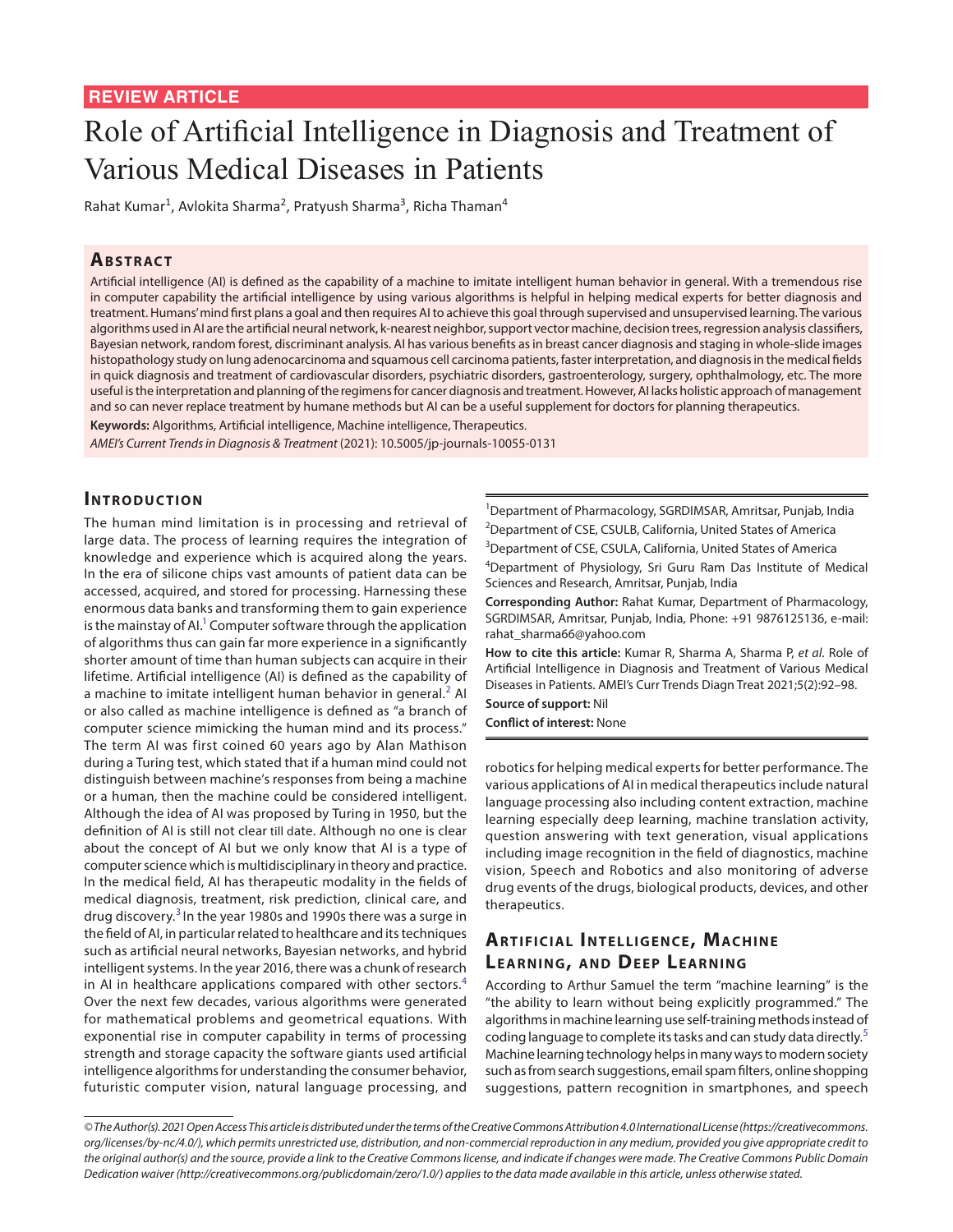REVIEW ARTICLE

# Role of Artificial Intelligence in Diagnosis and Treatment of Various Medical Diseases in Patients

Rahat Kumar[1], Avlokita Sharma[2], Pratyush Sharma[3], Richa Thaman[4]

## Abstract

Artificial intelligence (AI) is defined as the capability of a machine to imitate intelligent human behavior in general. With a tremendous rise in computer capability the artificial intelligence by using various algorithms is helpful in helping medical experts for better diagnosis and treatment. Humans' mind first plans a goal and then requires AI to achieve this goal through supervised and unsupervised learning. The various algorithms used in AI are the artificial neural network, k-nearest neighbor, support vector machine, decision trees, regression analysis classifiers, Bayesian network, random forest, discriminant analysis. AI has various benefits as in breast cancer diagnosis and staging in whole-slide images histopathology study on lung adenocarcinoma and squamous cell carcinoma patients, faster interpretation, and diagnosis in the medical fields in quick diagnosis and treatment of cardiovascular disorders, psychiatric disorders, gastroenterology, surgery, ophthalmology, etc. The more useful is the interpretation and planning of the regimens for cancer diagnosis and treatment. However, AI lacks holistic approach of management and so can never replace treatment by humane methods but AI can be a useful supplement for doctors for planning therapeutics.

**Keywords:** Algorithms, Artificial intelligence, Machine intelligence, Therapeutics.

*AMEI's Current Trends in Diagnosis & Treatment* (2021): 10.5005/jp-journals-10055-0131

## Introduction

The human mind limitation is in processing and retrieval of large data. The process of learning requires the integration of knowledge and experience which is acquired along the years. In the era of silicone chips vast amounts of patient data can be accessed, acquired, and stored for processing. Harnessing these enormous data banks and transforming them to gain experience is the mainstay of AI.[1] Computer software through the application of algorithms thus can gain far more experience in a significantly shorter amount of time than human subjects can acquire in their lifetime. Artificial intelligence (AI) is defined as the capability of a machine to imitate intelligent human behavior in general.[2] AI or also called as machine intelligence is defined as "a branch of computer science mimicking the human mind and its process." The term AI was first coined 60 years ago by Alan Mathison during a Turing test, which stated that if a human mind could not distinguish between machine's responses from being a machine or a human, then the machine could be considered intelligent. Although the idea of AI was proposed by Turing in 1950, but the definition of AI is still not clear till date. Although no one is clear about the concept of AI but we only know that AI is a type of computer science which is multidisciplinary in theory and practice. In the medical field, AI has therapeutic modality in the fields of medical diagnosis, treatment, risk prediction, clinical care, and drug discovery.[3] In the year 1980s and 1990s there was a surge in the field of AI, in particular related to healthcare and its techniques such as artificial neural networks, Bayesian networks, and hybrid intelligent systems. In the year 2016, there was a chunk of research in AI in healthcare applications compared with other sectors.[4] Over the next few decades, various algorithms were generated for mathematical problems and geometrical equations. With exponential rise in computer capability in terms of processing strength and storage capacity the software giants used artificial intelligence algorithms for understanding the consumer behavior, futuristic computer vision, natural language processing, and robotics for helping medical experts for better performance. The various applications of AI in medical therapeutics include natural language processing also including content extraction, machine learning especially deep learning, machine translation activity, question answering with text generation, visual applications including image recognition in the field of diagnostics, machine vision, Speech and Robotics and also monitoring of adverse drug events of the drugs, biological products, devices, and other therapeutics.

[1]Department of Pharmacology, SGRDIMSAR, Amritsar, Punjab, India

[2]Department of CSE, CSULB, California, United States of America

[3]Department of CSE, CSULA, California, United States of America

[4]Department of Physiology, Sri Guru Ram Das Institute of Medical Sciences and Research, Amritsar, Punjab, India

**Corresponding Author:** Rahat Kumar, Department of Pharmacology, SGRDIMSAR, Amritsar, Punjab, India, Phone: +91 9876125136, e-mail: rahat_sharma66@yahoo.com

**How to cite this article:** Kumar R, Sharma A, Sharma P, *et al.* Role of Artificial Intelligence in Diagnosis and Treatment of Various Medical Diseases in Patients. AMEI's Curr Trends Diagn Treat 2021;5(2):92–98.

**Source of support:** Nil

**Conflict of interest:** None

## Artificial Intelligence, Machine Learning, and Deep Learning

According to Arthur Samuel the term "machine learning" is the "the ability to learn without being explicitly programmed." The algorithms in machine learning use self-training methods instead of coding language to complete its tasks and can study data directly.[5] Machine learning technology helps in many ways to modern society such as from search suggestions, email spam filters, online shopping suggestions, pattern recognition in smartphones, and speech

*© The Author(s). 2021 Open Access This article is distributed under the terms of the Creative Commons Attribution 4.0 International License (https://creativecommons.org/licenses/by-nc/4.0/), which permits unrestricted use, distribution, and non-commercial reproduction in any medium, provided you give appropriate credit to the original author(s) and the source, provide a link to the Creative Commons license, and indicate if changes were made. The Creative Commons Public Domain Dedication waiver (http://creativecommons.org/publicdomain/zero/1.0/) applies to the data made available in this article, unless otherwise stated.*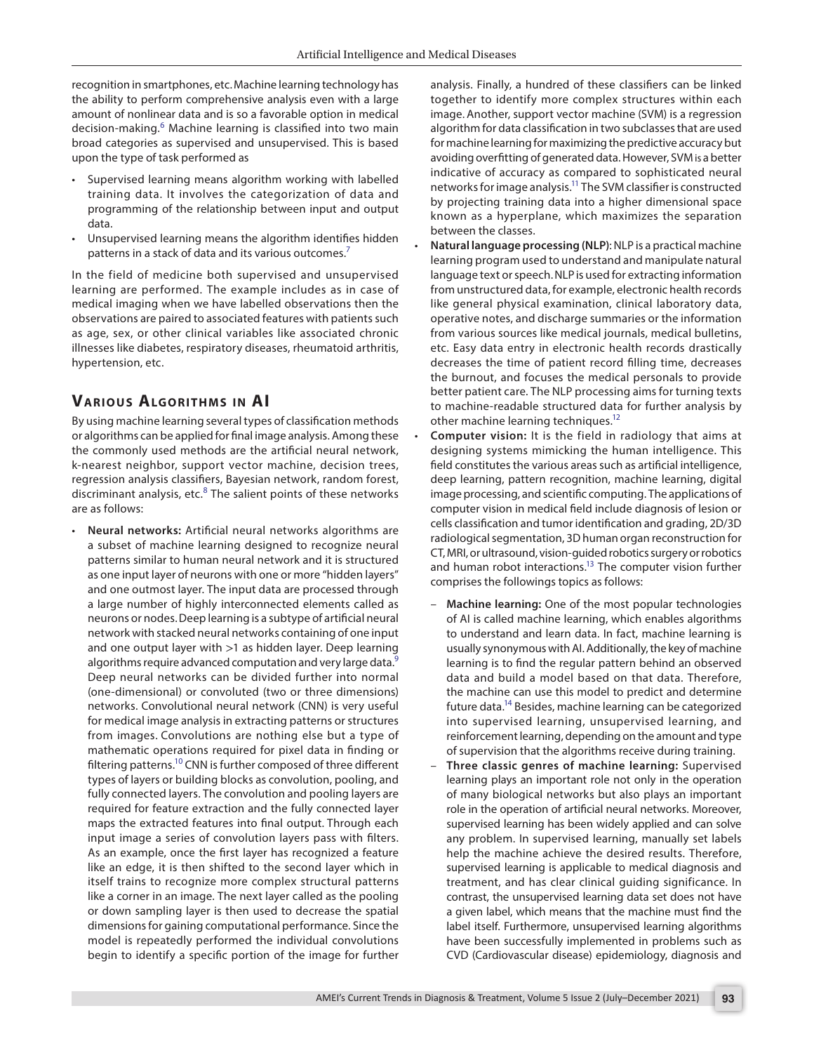recognition in smartphones, etc. Machine learning technology has the ability to perform comprehensive analysis even with a large amount of nonlinear data and is so a favorable option in medical decision-making.[6] Machine learning is classified into two main broad categories as supervised and unsupervised. This is based upon the type of task performed as

- Supervised learning means algorithm working with labelled training data. It involves the categorization of data and programming of the relationship between input and output data.
- Unsupervised learning means the algorithm identifies hidden patterns in a stack of data and its various outcomes.[7]

In the field of medicine both supervised and unsupervised learning are performed. The example includes as in case of medical imaging when we have labelled observations then the observations are paired to associated features with patients such as age, sex, or other clinical variables like associated chronic illnesses like diabetes, respiratory diseases, rheumatoid arthritis, hypertension, etc.

## Various Algorithms in AI

By using machine learning several types of classification methods or algorithms can be applied for final image analysis. Among these the commonly used methods are the artificial neural network, k-nearest neighbor, support vector machine, decision trees, regression analysis classifiers, Bayesian network, random forest, discriminant analysis, etc.[8] The salient points of these networks are as follows:

- **Neural networks:** Artificial neural networks algorithms are a subset of machine learning designed to recognize neural patterns similar to human neural network and it is structured as one input layer of neurons with one or more "hidden layers" and one outmost layer. The input data are processed through a large number of highly interconnected elements called as neurons or nodes. Deep learning is a subtype of artificial neural network with stacked neural networks containing of one input and one output layer with >1 as hidden layer. Deep learning algorithms require advanced computation and very large data.[9] Deep neural networks can be divided further into normal (one-dimensional) or convoluted (two or three dimensions) networks. Convolutional neural network (CNN) is very useful for medical image analysis in extracting patterns or structures from images. Convolutions are nothing else but a type of mathematic operations required for pixel data in finding or filtering patterns.[10] CNN is further composed of three different types of layers or building blocks as convolution, pooling, and fully connected layers. The convolution and pooling layers are required for feature extraction and the fully connected layer maps the extracted features into final output. Through each input image a series of convolution layers pass with filters. As an example, once the first layer has recognized a feature like an edge, it is then shifted to the second layer which in itself trains to recognize more complex structural patterns like a corner in an image. The next layer called as the pooling or down sampling layer is then used to decrease the spatial dimensions for gaining computational performance. Since the model is repeatedly performed the individual convolutions begin to identify a specific portion of the image for further analysis. Finally, a hundred of these classifiers can be linked together to identify more complex structures within each image. Another, support vector machine (SVM) is a regression algorithm for data classification in two subclasses that are used for machine learning for maximizing the predictive accuracy but avoiding overfitting of generated data. However, SVM is a better indicative of accuracy as compared to sophisticated neural networks for image analysis.[11] The SVM classifier is constructed by projecting training data into a higher dimensional space known as a hyperplane, which maximizes the separation between the classes.
- **Natural language processing (NLP)**: NLP is a practical machine learning program used to understand and manipulate natural language text or speech. NLP is used for extracting information from unstructured data, for example, electronic health records like general physical examination, clinical laboratory data, operative notes, and discharge summaries or the information from various sources like medical journals, medical bulletins, etc. Easy data entry in electronic health records drastically decreases the time of patient record filling time, decreases the burnout, and focuses the medical personals to provide better patient care. The NLP processing aims for turning texts to machine-readable structured data for further analysis by other machine learning techniques.[12]
- **Computer vision:** It is the field in radiology that aims at designing systems mimicking the human intelligence. This field constitutes the various areas such as artificial intelligence, deep learning, pattern recognition, machine learning, digital image processing, and scientific computing. The applications of computer vision in medical field include diagnosis of lesion or cells classification and tumor identification and grading, 2D/3D radiological segmentation, 3D human organ reconstruction for CT, MRI, or ultrasound, vision-guided robotics surgery or robotics and human robot interactions.[13] The computer vision further comprises the followings topics as follows:
  - **Machine learning:** One of the most popular technologies of AI is called machine learning, which enables algorithms to understand and learn data. In fact, machine learning is usually synonymous with AI. Additionally, the key of machine learning is to find the regular pattern behind an observed data and build a model based on that data. Therefore, the machine can use this model to predict and determine future data.[14] Besides, machine learning can be categorized into supervised learning, unsupervised learning, and reinforcement learning, depending on the amount and type of supervision that the algorithms receive during training.
  - **Three classic genres of machine learning:** Supervised learning plays an important role not only in the operation of many biological networks but also plays an important role in the operation of artificial neural networks. Moreover, supervised learning has been widely applied and can solve any problem. In supervised learning, manually set labels help the machine achieve the desired results. Therefore, supervised learning is applicable to medical diagnosis and treatment, and has clear clinical guiding significance. In contrast, the unsupervised learning data set does not have a given label, which means that the machine must find the label itself. Furthermore, unsupervised learning algorithms have been successfully implemented in problems such as CVD (Cardiovascular disease) epidemiology, diagnosis and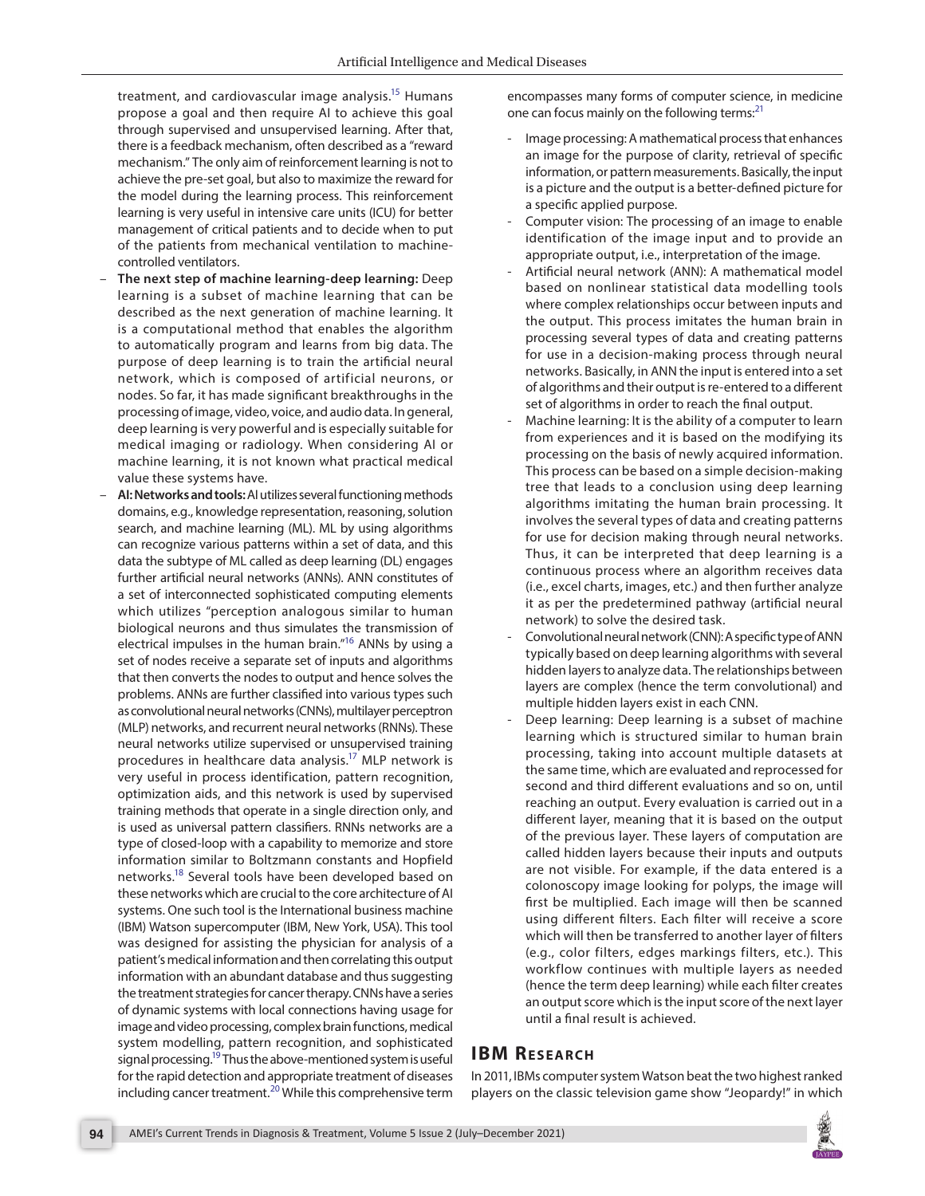treatment, and cardiovascular image analysis.[15] Humans propose a goal and then require AI to achieve this goal through supervised and unsupervised learning. After that, there is a feedback mechanism, often described as a "reward mechanism." The only aim of reinforcement learning is not to achieve the pre-set goal, but also to maximize the reward for the model during the learning process. This reinforcement learning is very useful in intensive care units (ICU) for better management of critical patients and to decide when to put of the patients from mechanical ventilation to machine-controlled ventilators.

- **The next step of machine learning-deep learning:** Deep learning is a subset of machine learning that can be described as the next generation of machine learning. It is a computational method that enables the algorithm to automatically program and learns from big data. The purpose of deep learning is to train the artificial neural network, which is composed of artificial neurons, or nodes. So far, it has made significant breakthroughs in the processing of image, video, voice, and audio data. In general, deep learning is very powerful and is especially suitable for medical imaging or radiology. When considering AI or machine learning, it is not known what practical medical value these systems have.
- **AI: Networks and tools:** AI utilizes several functioning methods domains, e.g., knowledge representation, reasoning, solution search, and machine learning (ML). ML by using algorithms can recognize various patterns within a set of data, and this data the subtype of ML called as deep learning (DL) engages further artificial neural networks (ANNs). ANN constitutes of a set of interconnected sophisticated computing elements which utilizes "perception analogous similar to human biological neurons and thus simulates the transmission of electrical impulses in the human brain."[16] ANNs by using a set of nodes receive a separate set of inputs and algorithms that then converts the nodes to output and hence solves the problems. ANNs are further classified into various types such as convolutional neural networks (CNNs), multilayer perceptron (MLP) networks, and recurrent neural networks (RNNs). These neural networks utilize supervised or unsupervised training procedures in healthcare data analysis.[17] MLP network is very useful in process identification, pattern recognition, optimization aids, and this network is used by supervised training methods that operate in a single direction only, and is used as universal pattern classifiers. RNNs networks are a type of closed-loop with a capability to memorize and store information similar to Boltzmann constants and Hopfield networks.[18] Several tools have been developed based on these networks which are crucial to the core architecture of AI systems. One such tool is the International business machine (IBM) Watson supercomputer (IBM, New York, USA). This tool was designed for assisting the physician for analysis of a patient's medical information and then correlating this output information with an abundant database and thus suggesting the treatment strategies for cancer therapy. CNNs have a series of dynamic systems with local connections having usage for image and video processing, complex brain functions, medical system modelling, pattern recognition, and sophisticated signal processing.[19] Thus the above-mentioned system is useful for the rapid detection and appropriate treatment of diseases including cancer treatment.[20] While this comprehensive term encompasses many forms of computer science, in medicine one can focus mainly on the following terms:[21]
  - Image processing: A mathematical process that enhances an image for the purpose of clarity, retrieval of specific information, or pattern measurements. Basically, the input is a picture and the output is a better-defined picture for a specific applied purpose.
  - Computer vision: The processing of an image to enable identification of the image input and to provide an appropriate output, i.e., interpretation of the image.
  - Artificial neural network (ANN): A mathematical model based on nonlinear statistical data modelling tools where complex relationships occur between inputs and the output. This process imitates the human brain in processing several types of data and creating patterns for use in a decision-making process through neural networks. Basically, in ANN the input is entered into a set of algorithms and their output is re-entered to a different set of algorithms in order to reach the final output.
  - Machine learning: It is the ability of a computer to learn from experiences and it is based on the modifying its processing on the basis of newly acquired information. This process can be based on a simple decision-making tree that leads to a conclusion using deep learning algorithms imitating the human brain processing. It involves the several types of data and creating patterns for use for decision making through neural networks. Thus, it can be interpreted that deep learning is a continuous process where an algorithm receives data (i.e., excel charts, images, etc.) and then further analyze it as per the predetermined pathway (artificial neural network) to solve the desired task.
  - Convolutional neural network (CNN): A specific type of ANN typically based on deep learning algorithms with several hidden layers to analyze data. The relationships between layers are complex (hence the term convolutional) and multiple hidden layers exist in each CNN.
  - Deep learning: Deep learning is a subset of machine learning which is structured similar to human brain processing, taking into account multiple datasets at the same time, which are evaluated and reprocessed for second and third different evaluations and so on, until reaching an output. Every evaluation is carried out in a different layer, meaning that it is based on the output of the previous layer. These layers of computation are called hidden layers because their inputs and outputs are not visible. For example, if the data entered is a colonoscopy image looking for polyps, the image will first be multiplied. Each image will then be scanned using different filters. Each filter will receive a score which will then be transferred to another layer of filters (e.g., color filters, edges markings filters, etc.). This workflow continues with multiple layers as needed (hence the term deep learning) while each filter creates an output score which is the input score of the next layer until a final result is achieved.

## IBM Research

In 2011, IBMs computer system Watson beat the two highest ranked players on the classic television game show "Jeopardy!" in which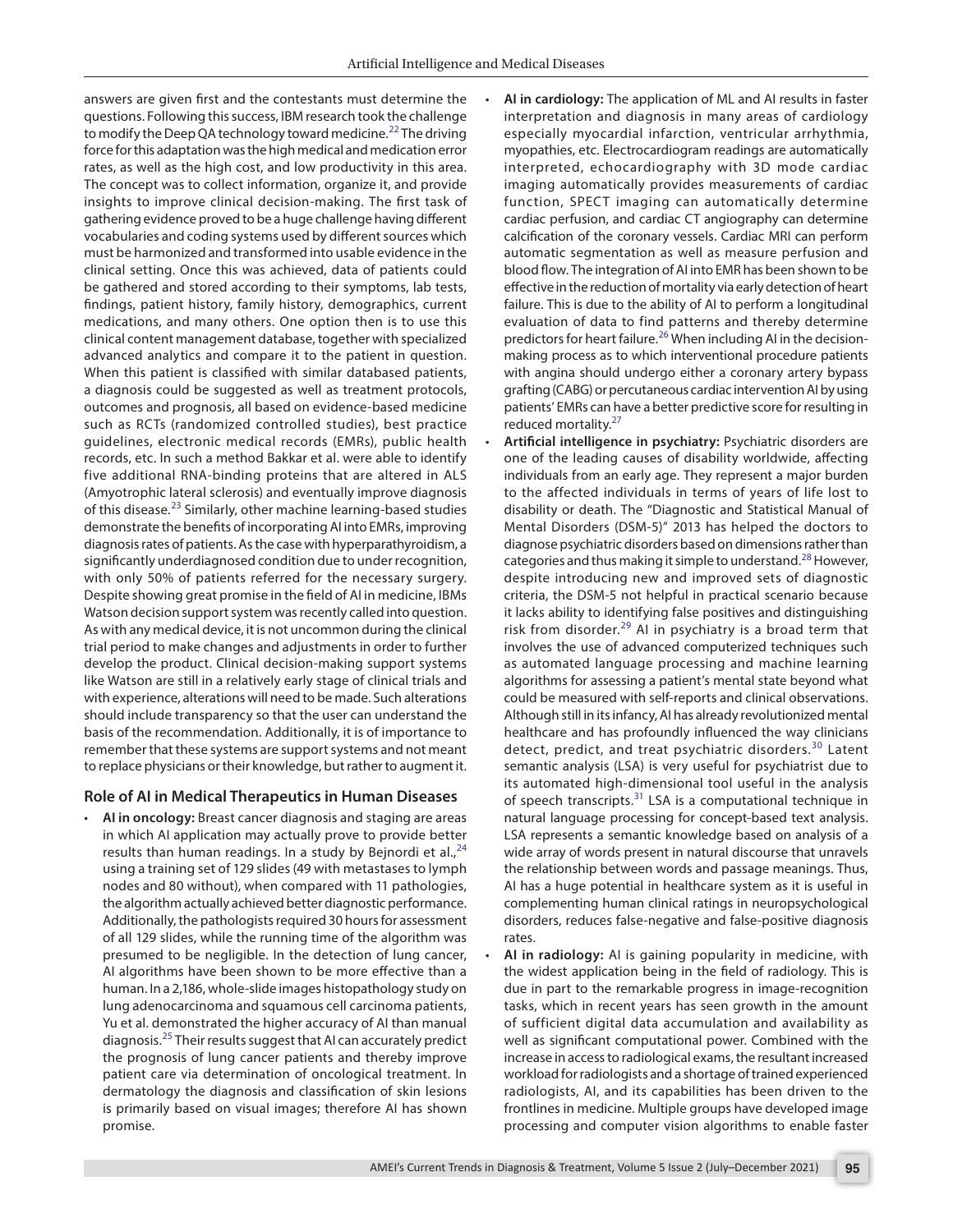answers are given first and the contestants must determine the questions. Following this success, IBM research took the challenge to modify the Deep QA technology toward medicine.[22] The driving force for this adaptation was the high medical and medication error rates, as well as the high cost, and low productivity in this area. The concept was to collect information, organize it, and provide insights to improve clinical decision-making. The first task of gathering evidence proved to be a huge challenge having different vocabularies and coding systems used by different sources which must be harmonized and transformed into usable evidence in the clinical setting. Once this was achieved, data of patients could be gathered and stored according to their symptoms, lab tests, findings, patient history, family history, demographics, current medications, and many others. One option then is to use this clinical content management database, together with specialized advanced analytics and compare it to the patient in question. When this patient is classified with similar databased patients, a diagnosis could be suggested as well as treatment protocols, outcomes and prognosis, all based on evidence-based medicine such as RCTs (randomized controlled studies), best practice guidelines, electronic medical records (EMRs), public health records, etc. In such a method Bakkar et al. were able to identify five additional RNA-binding proteins that are altered in ALS (Amyotrophic lateral sclerosis) and eventually improve diagnosis of this disease.[23] Similarly, other machine learning-based studies demonstrate the benefits of incorporating AI into EMRs, improving diagnosis rates of patients. As the case with hyperparathyroidism, a significantly underdiagnosed condition due to under recognition, with only 50% of patients referred for the necessary surgery. Despite showing great promise in the field of AI in medicine, IBMs Watson decision support system was recently called into question. As with any medical device, it is not uncommon during the clinical trial period to make changes and adjustments in order to further develop the product. Clinical decision-making support systems like Watson are still in a relatively early stage of clinical trials and with experience, alterations will need to be made. Such alterations should include transparency so that the user can understand the basis of the recommendation. Additionally, it is of importance to remember that these systems are support systems and not meant to replace physicians or their knowledge, but rather to augment it.

## Role of AI in Medical Therapeutics in Human Diseases

- **AI in oncology:** Breast cancer diagnosis and staging are areas in which AI application may actually prove to provide better results than human readings. In a study by Bejnordi et al.,[24] using a training set of 129 slides (49 with metastases to lymph nodes and 80 without), when compared with 11 pathologies, the algorithm actually achieved better diagnostic performance. Additionally, the pathologists required 30 hours for assessment of all 129 slides, while the running time of the algorithm was presumed to be negligible. In the detection of lung cancer, AI algorithms have been shown to be more effective than a human. In a 2,186, whole-slide images histopathology study on lung adenocarcinoma and squamous cell carcinoma patients, Yu et al. demonstrated the higher accuracy of AI than manual diagnosis.[25] Their results suggest that AI can accurately predict the prognosis of lung cancer patients and thereby improve patient care via determination of oncological treatment. In dermatology the diagnosis and classification of skin lesions is primarily based on visual images; therefore AI has shown promise.
- **AI in cardiology:** The application of ML and AI results in faster interpretation and diagnosis in many areas of cardiology especially myocardial infarction, ventricular arrhythmia, myopathies, etc. Electrocardiogram readings are automatically interpreted, echocardiography with 3D mode cardiac imaging automatically provides measurements of cardiac function, SPECT imaging can automatically determine cardiac perfusion, and cardiac CT angiography can determine calcification of the coronary vessels. Cardiac MRI can perform automatic segmentation as well as measure perfusion and blood flow. The integration of AI into EMR has been shown to be effective in the reduction of mortality via early detection of heart failure. This is due to the ability of AI to perform a longitudinal evaluation of data to find patterns and thereby determine predictors for heart failure.[26] When including AI in the decision-making process as to which interventional procedure patients with angina should undergo either a coronary artery bypass grafting (CABG) or percutaneous cardiac intervention AI by using patients' EMRs can have a better predictive score for resulting in reduced mortality.[27]
- **Artificial intelligence in psychiatry:** Psychiatric disorders are one of the leading causes of disability worldwide, affecting individuals from an early age. They represent a major burden to the affected individuals in terms of years of life lost to disability or death. The "Diagnostic and Statistical Manual of Mental Disorders (DSM-5)" 2013 has helped the doctors to diagnose psychiatric disorders based on dimensions rather than categories and thus making it simple to understand.[28] However, despite introducing new and improved sets of diagnostic criteria, the DSM-5 not helpful in practical scenario because it lacks ability to identifying false positives and distinguishing risk from disorder.[29] AI in psychiatry is a broad term that involves the use of advanced computerized techniques such as automated language processing and machine learning algorithms for assessing a patient's mental state beyond what could be measured with self-reports and clinical observations. Although still in its infancy, AI has already revolutionized mental healthcare and has profoundly influenced the way clinicians detect, predict, and treat psychiatric disorders.[30] Latent semantic analysis (LSA) is very useful for psychiatrist due to its automated high-dimensional tool useful in the analysis of speech transcripts.[31] LSA is a computational technique in natural language processing for concept-based text analysis. LSA represents a semantic knowledge based on analysis of a wide array of words present in natural discourse that unravels the relationship between words and passage meanings. Thus, AI has a huge potential in healthcare system as it is useful in complementing human clinical ratings in neuropsychological disorders, reduces false-negative and false-positive diagnosis rates.
- **AI in radiology:** AI is gaining popularity in medicine, with the widest application being in the field of radiology. This is due in part to the remarkable progress in image-recognition tasks, which in recent years has seen growth in the amount of sufficient digital data accumulation and availability as well as significant computational power. Combined with the increase in access to radiological exams, the resultant increased workload for radiologists and a shortage of trained experienced radiologists, AI, and its capabilities has been driven to the frontlines in medicine. Multiple groups have developed image processing and computer vision algorithms to enable faster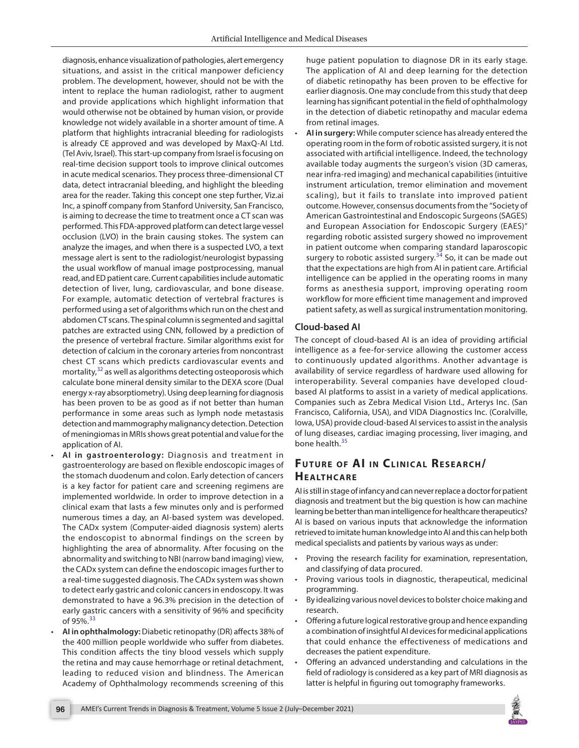diagnosis, enhance visualization of pathologies, alert emergency situations, and assist in the critical manpower deficiency problem. The development, however, should not be with the intent to replace the human radiologist, rather to augment and provide applications which highlight information that would otherwise not be obtained by human vision, or provide knowledge not widely available in a shorter amount of time. A platform that highlights intracranial bleeding for radiologists is already CE approved and was developed by MaxQ-AI Ltd. (Tel Aviv, Israel). This start-up company from Israel is focusing on real-time decision support tools to improve clinical outcomes in acute medical scenarios. They process three-dimensional CT data, detect intracranial bleeding, and highlight the bleeding area for the reader. Taking this concept one step further, Viz.ai Inc, a spinoff company from Stanford University, San Francisco, is aiming to decrease the time to treatment once a CT scan was performed. This FDA-approved platform can detect large vessel occlusion (LVO) in the brain causing stokes. The system can analyze the images, and when there is a suspected LVO, a text message alert is sent to the radiologist/neurologist bypassing the usual workflow of manual image postprocessing, manual read, and ED patient care. Current capabilities include automatic detection of liver, lung, cardiovascular, and bone disease. For example, automatic detection of vertebral fractures is performed using a set of algorithms which run on the chest and abdomen CT scans. The spinal column is segmented and sagittal patches are extracted using CNN, followed by a prediction of the presence of vertebral fracture. Similar algorithms exist for detection of calcium in the coronary arteries from noncontrast chest CT scans which predicts cardiovascular events and mortality,[32] as well as algorithms detecting osteoporosis which calculate bone mineral density similar to the DEXA score (Dual energy x-ray absorptiometry). Using deep learning for diagnosis has been proven to be as good as if not better than human performance in some areas such as lymph node metastasis detection and mammography malignancy detection. Detection of meningiomas in MRIs shows great potential and value for the application of AI.

- **AI in gastroenterology:** Diagnosis and treatment in gastroenterology are based on flexible endoscopic images of the stomach duodenum and colon. Early detection of cancers is a key factor for patient care and screening regimens are implemented worldwide. In order to improve detection in a clinical exam that lasts a few minutes only and is performed numerous times a day, an AI-based system was developed. The CADx system (Computer-aided diagnosis system) alerts the endoscopist to abnormal findings on the screen by highlighting the area of abnormality. After focusing on the abnormality and switching to NBI (narrow band imaging) view, the CADx system can define the endoscopic images further to a real-time suggested diagnosis. The CADx system was shown to detect early gastric and colonic cancers in endoscopy. It was demonstrated to have a 96.3% precision in the detection of early gastric cancers with a sensitivity of 96% and specificity of 95%.[33]
- **AI in ophthalmology:** Diabetic retinopathy (DR) affects 38% of the 400 million people worldwide who suffer from diabetes. This condition affects the tiny blood vessels which supply the retina and may cause hemorrhage or retinal detachment, leading to reduced vision and blindness. The American Academy of Ophthalmology recommends screening of this huge patient population to diagnose DR in its early stage. The application of AI and deep learning for the detection of diabetic retinopathy has been proven to be effective for earlier diagnosis. One may conclude from this study that deep learning has significant potential in the field of ophthalmology in the detection of diabetic retinopathy and macular edema from retinal images.
- **AI in surgery:** While computer science has already entered the operating room in the form of robotic assisted surgery, it is not associated with artificial intelligence. Indeed, the technology available today augments the surgeon's vision (3D cameras, near infra-red imaging) and mechanical capabilities (intuitive instrument articulation, tremor elimination and movement scaling), but it fails to translate into improved patient outcome. However, consensus documents from the "Society of American Gastrointestinal and Endoscopic Surgeons (SAGES) and European Association for Endoscopic Surgery (EAES)" regarding robotic assisted surgery showed no improvement in patient outcome when comparing standard laparoscopic surgery to robotic assisted surgery.[34] So, it can be made out that the expectations are high from AI in patient care. Artificial intelligence can be applied in the operating rooms in many forms as anesthesia support, improving operating room workflow for more efficient time management and improved patient safety, as well as surgical instrumentation monitoring.

### Cloud-based AI

The concept of cloud-based AI is an idea of providing artificial intelligence as a fee-for-service allowing the customer access to continuously updated algorithms. Another advantage is availability of service regardless of hardware used allowing for interoperability. Several companies have developed cloud-based AI platforms to assist in a variety of medical applications. Companies such as Zebra Medical Vision Ltd., Arterys Inc. (San Francisco, California, USA), and VIDA Diagnostics Inc. (Coralville, Iowa, USA) provide cloud-based AI services to assist in the analysis of lung diseases, cardiac imaging processing, liver imaging, and bone health.[35]

## Future of AI in Clinical Research/Healthcare

AI is still in stage of infancy and can never replace a doctor for patient diagnosis and treatment but the big question is how can machine learning be better than man intelligence for healthcare therapeutics? AI is based on various inputs that acknowledge the information retrieved to imitate human knowledge into AI and this can help both medical specialists and patients by various ways as under:

- Proving the research facility for examination, representation, and classifying of data procured.
- Proving various tools in diagnostic, therapeutical, medicinal programming.
- By idealizing various novel devices to bolster choice making and research.
- Offering a future logical restorative group and hence expanding a combination of insightful AI devices for medicinal applications that could enhance the effectiveness of medications and decreases the patient expenditure.
- Offering an advanced understanding and calculations in the field of radiology is considered as a key part of MRI diagnosis as latter is helpful in figuring out tomography frameworks.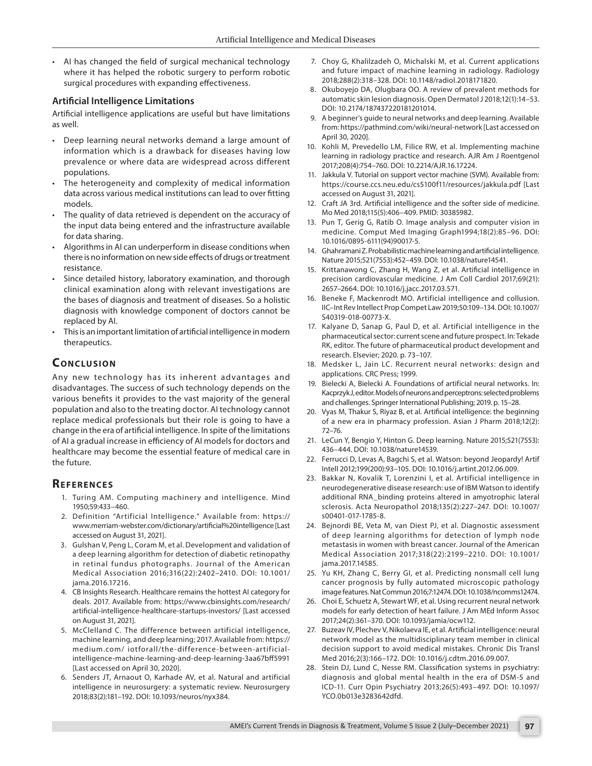- AI has changed the field of surgical mechanical technology where it has helped the robotic surgery to perform robotic surgical procedures with expanding effectiveness.

### Artificial Intelligence Limitations

Artificial intelligence applications are useful but have limitations as well.

- Deep learning neural networks demand a large amount of information which is a drawback for diseases having low prevalence or where data are widespread across different populations.
- The heterogeneity and complexity of medical information data across various medical institutions can lead to over fitting models.
- The quality of data retrieved is dependent on the accuracy of the input data being entered and the infrastructure available for data sharing.
- Algorithms in AI can underperform in disease conditions when there is no information on new side effects of drugs or treatment resistance.
- Since detailed history, laboratory examination, and thorough clinical examination along with relevant investigations are the bases of diagnosis and treatment of diseases. So a holistic diagnosis with knowledge component of doctors cannot be replaced by AI.
- This is an important limitation of artificial intelligence in modern therapeutics.

## Conclusion

Any new technology has its inherent advantages and disadvantages. The success of such technology depends on the various benefits it provides to the vast majority of the general population and also to the treating doctor. AI technology cannot replace medical professionals but their role is going to have a change in the era of artificial intelligence. In spite of the limitations of AI a gradual increase in efficiency of AI models for doctors and healthcare may become the essential feature of medical care in the future.

## References

1. Turing AM. Computing machinery and intelligence. Mind 1950;59:433–460.
2. Definition "Artificial Intelligence." Available from: https://www.merriam-webster.com/dictionary/artificial%20intelligence [Last accessed on August 31, 2021].
3. Gulshan V, Peng L, Coram M, et al. Development and validation of a deep learning algorithm for detection of diabetic retinopathy in retinal fundus photographs. Journal of the American Medical Association 2016;316(22):2402–2410. DOI: 10.1001/jama.2016.17216.
4. CB Insights Research. Healthcare remains the hottest AI category for deals. 2017. Available from: https://www.cbinsights.com/research/artificial-intelligence-healthcare-startups-investors/ [Last accessed on August 31, 2021].
5. McClelland C. The difference between artificial intelligence, machine learning, and deep learning; 2017. Available from: https://medium.com/ iotforall/the-difference-between-artificial-intelligence-machine-learning-and-deep-learning-3aa67bff5991 [Last accessed on April 30, 2020].
6. Senders JT, Arnaout O, Karhade AV, et al. Natural and artificial intelligence in neurosurgery: a systematic review. Neurosurgery 2018;83(2):181–192. DOI: 10.1093/neuros/nyx384.
7. Choy G, Khalilzadeh O, Michalski M, et al. Current applications and future impact of machine learning in radiology. Radiology 2018;288(2):318–328. DOI: 10.1148/radiol.2018171820.
8. Okuboyejo DA, Olugbara OO. A review of prevalent methods for automatic skin lesion diagnosis. Open Dermatol J 2018;12(1):14–53. DOI: 10.2174/187437220181201014.
9. A beginner's guide to neural networks and deep learning. Available from: https://pathmind.com/wiki/neural-network [Last accessed on April 30, 2020].
10. Kohli M, Prevedello LM, Filice RW, et al. Implementing machine learning in radiology practice and research. AJR Am J Roentgenol 2017;208(4):754–760. DOI: 10.2214/AJR.16.17224.
11. Jakkula V. Tutorial on support vector machine (SVM). Available from: https://course.ccs.neu.edu/cs5100f11/resources/jakkula.pdf [Last accessed on August 31, 2021].
12. Craft JA 3rd. Artificial intelligence and the softer side of medicine. Mo Med 2018;115(5):406–409. PMID: 30385982.
13. Pun T, Gerig G, Ratib O. Image analysis and computer vision in medicine. Comput Med Imaging Graph1994;18(2):85–96. DOI: 10.1016/0895-6111(94)90017-5.
14. Ghahramani Z. Probabilistic machine learning and artificial intelligence. Nature 2015;521(7553):452–459. DOI: 10.1038/nature14541.
15. Krittanawong C, Zhang H, Wang Z, et al. Artificial intelligence in precision cardiovascular medicine. J Am Coll Cardiol 2017;69(21): 2657–2664. DOI: 10.1016/j.jacc.2017.03.571.
16. Beneke F, Mackenrodt MO. Artificial intelligence and collusion. IIC–Int Rev Intellect Prop Compet Law 2019;50:109–134. DOI: 10.1007/S40319-018-00773-X.
17. Kalyane D, Sanap G, Paul D, et al. Artificial intelligence in the pharmaceutical sector: current scene and future prospect. In: Tekade RK, editor. The future of pharmaceutical product development and research. Elsevier; 2020. p. 73–107.
18. Medsker L, Jain LC. Recurrent neural networks: design and applications. CRC Press; 1999.
19. Bielecki A, Bielecki A. Foundations of artificial neural networks. In: Kacprzyk J, editor. Models of neurons and perceptrons: selected problems and challenges. Springer International Publishing; 2019. p. 15–28.
20. Vyas M, Thakur S, Riyaz B, et al. Artificial intelligence: the beginning of a new era in pharmacy profession. Asian J Pharm 2018;12(2): 72–76.
21. LeCun Y, Bengio Y, Hinton G. Deep learning. Nature 2015;521(7553): 436–444. DOI: 10.1038/nature14539.
22. Ferrucci D, Levas A, Bagchi S, et al. Watson: beyond Jeopardy! Artif Intell 2012;199(200):93–105. DOI: 10.1016/j.artint.2012.06.009.
23. Bakkar N, Kovalik T, Lorenzini I, et al. Artificial intelligence in neurodegenerative disease research: use of IBM Watson to identify additional RNA_binding proteins altered in amyotrophic lateral sclerosis. Acta Neuropathol 2018;135(2):227–247. DOI: 10.1007/s00401-017-1785-8.
24. Bejnordi BE, Veta M, van Diest PJ, et al. Diagnostic assessment of deep learning algorithms for detection of lymph node metastasis in women with breast cancer. Journal of the American Medical Association 2017;318(22):2199–2210. DOI: 10.1001/jama.2017.14585.
25. Yu KH, Zhang C, Berry GI, et al. Predicting nonsmall cell lung cancer prognosis by fully automated microscopic pathology image features. Nat Commun 2016;7:12474. DOI: 10.1038/ncomms12474.
26. Choi E, Schuetz A, Stewart WF, et al. Using recurrent neural network models for early detection of heart failure. J Am MEd Inform Assoc 2017;24(2):361–370. DOI: 10.1093/jamia/ocw112.
27. Buzeav IV, Plechev V, Nikolaeva IE, et al. Artificial intelligence: neural network model as the multidisciplinary team member in clinical decision support to avoid medical mistakes. Chronic Dis Transl Med 2016;2(3):166–172. DOI: 10.1016/j.cdtm.2016.09.007.
28. Stein DJ, Lund C, Nesse RM. Classification systems in psychiatry: diagnosis and global mental health in the era of DSM-5 and ICD-11. Curr Opin Psychiatry 2013;26(5):493–497. DOI: 10.1097/YCO.0b013e3283642dfd.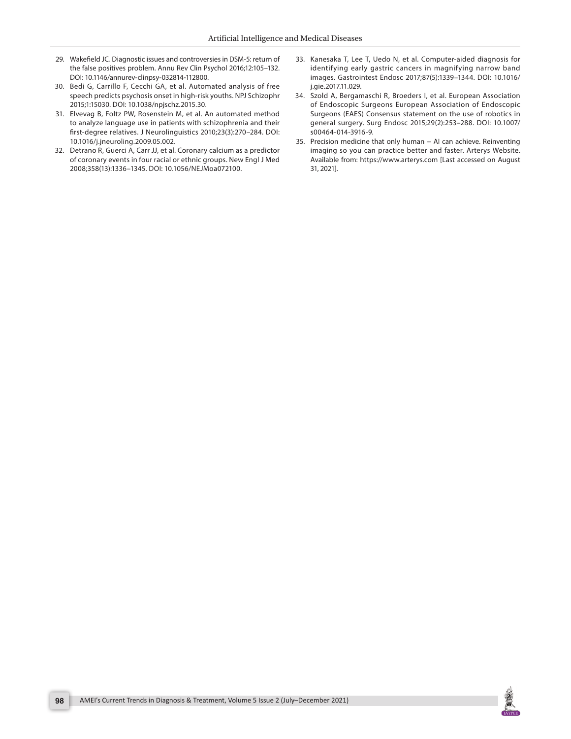29. Wakefield JC. Diagnostic issues and controversies in DSM-5: return of the false positives problem. Annu Rev Clin Psychol 2016;12:105–132. DOI: 10.1146/annurev-clinpsy-032814-112800.
30. Bedi G, Carrillo F, Cecchi GA, et al. Automated analysis of free speech predicts psychosis onset in high-risk youths. NPJ Schizophr 2015;1:15030. DOI: 10.1038/npjschz.2015.30.
31. Elvevag B, Foltz PW, Rosenstein M, et al. An automated method to analyze language use in patients with schizophrenia and their first-degree relatives. J Neurolinguistics 2010;23(3):270–284. DOI: 10.1016/j.jneuroling.2009.05.002.
32. Detrano R, Guerci A, Carr JJ, et al. Coronary calcium as a predictor of coronary events in four racial or ethnic groups. New Engl J Med 2008;358(13):1336–1345. DOI: 10.1056/NEJMoa072100.
33. Kanesaka T, Lee T, Uedo N, et al. Computer-aided diagnosis for identifying early gastric cancers in magnifying narrow band images. Gastrointest Endosc 2017;87(5):1339–1344. DOI: 10.1016/j.gie.2017.11.029.
34. Szold A, Bergamaschi R, Broeders I, et al. European Association of Endoscopic Surgeons European Association of Endoscopic Surgeons (EAES) Consensus statement on the use of robotics in general surgery. Surg Endosc 2015;29(2):253–288. DOI: 10.1007/s00464-014-3916-9.
35. Precision medicine that only human + AI can achieve. Reinventing imaging so you can practice better and faster. Arterys Website. Available from: https://www.arterys.com [Last accessed on August 31, 2021].